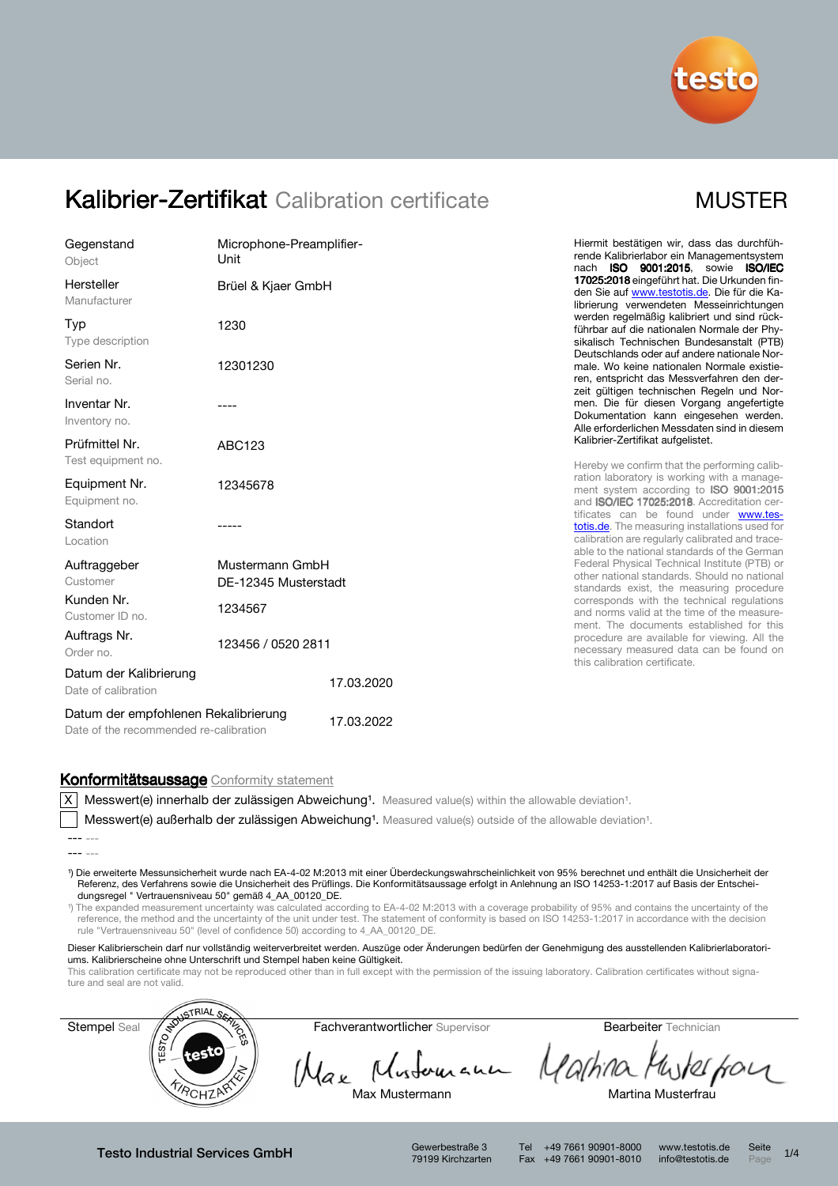# Kalibrier-Zertifikat Calibration certificate

MUSTER

| | |
|---|---|
| Gegenstand<br>Object | Microphone-Preamplifier-Unit |
| Hersteller<br>Manufacturer | Brüel & Kjaer GmbH |
| Typ<br>Type description | 1230 |
| Serien Nr.<br>Serial no. | 12301230 |
| Inventar Nr.<br>Inventory no. | ---- |
| Prüfmittel Nr.<br>Test equipment no. | ABC123 |
| Equipment Nr.<br>Equipment no. | 12345678 |
| Standort<br>Location | ----- |
| Auftraggeber<br>Customer | Mustermann GmbH<br>DE-12345 Musterstadt |
| Kunden Nr.<br>Customer ID no. | 1234567 |
| Auftrags Nr.<br>Order no. | 123456 / 0520 2811 |
| Datum der Kalibrierung<br>Date of calibration | 17.03.2020 |
| Datum der empfohlenen Rekalibrierung<br>Date of the recommended re-calibration | 17.03.2022 |

Hiermit bestätigen wir, dass das durchführende Kalibrierlabor ein Managementsystem nach **ISO 9001:2015**, sowie **ISO/IEC 17025:2018** eingeführt hat. Die Urkunden finden Sie auf www.testotis.de. Die für die Kalibrierung verwendeten Messeinrichtungen werden regelmäßig kalibriert und sind rückführbar auf die nationalen Normale der Physikalisch Technischen Bundesanstalt (PTB) Deutschlands oder auf andere nationale Normale. Wo keine nationalen Normale existieren, entspricht das Messverfahren den derzeit gültigen technischen Regeln und Normen. Die für diesen Vorgang angefertigte Dokumentation kann eingesehen werden. Alle erforderlichen Messdaten sind in diesem Kalibrier-Zertifikat aufgelistet.

Hereby we confirm that the performing calibration laboratory is working with a management system according to **ISO 9001:2015** and **ISO/IEC 17025:2018**. Accreditation certificates can be found under www.testotis.de. The measuring installations used for calibration are regularly calibrated and traceable to the national standards of the German Federal Physical Technical Institute (PTB) or other national standards. Should no national standards exist, the measuring procedure corresponds with the technical regulations and norms valid at the time of the measurement. The documents established for this procedure are available for viewing. All the necessary measured data can be found on this calibration certificate.

## Konformitätsaussage Conformity statement

[X] Messwert(e) innerhalb der zulässigen Abweichung[1]. Measured value(s) within the allowable deviation[1].

[ ] Messwert(e) außerhalb der zulässigen Abweichung[1]. Measured value(s) outside of the allowable deviation[1].

--- ---

--- ---

[1]) Die erweiterte Messunsicherheit wurde nach EA-4-02 M:2013 mit einer Überdeckungswahrscheinlichkeit von 95% berechnet und enthält die Unsicherheit der Referenz, des Verfahrens sowie die Unsicherheit des Prüflings. Die Konformitätsaussage erfolgt in Anlehnung an ISO 14253-1:2017 auf Basis der Entscheidungsregel " Vertrauensniveau 50" gemäß 4_AA_00120_DE.

[1]) The expanded measurement uncertainty was calculated according to EA-4-02 M:2013 with a coverage probability of 95% and contains the uncertainty of the reference, the method and the uncertainty of the unit under test. The statement of conformity is based on ISO 14253-1:2017 in accordance with the decision rule "Vertrauensniveau 50" (level of confidence 50) according to 4_AA_00120_DE.

Dieser Kalibrierschein darf nur vollständig weiterverbreitet werden. Auszüge oder Änderungen bedürfen der Genehmigung des ausstellenden Kalibrierlaboratoriums. Kalibrierscheine ohne Unterschrift und Stempel haben keine Gültigkeit.

This calibration certificate may not be reproduced other than in full except with the permission of the issuing laboratory. Calibration certificates without signature and seal are not valid.

| Stempel Seal | Fachverantwortlicher Supervisor | Bearbeiter Technician |
|---|---|---|
| TESTO INDUSTRIAL SERVICES testo KIRCHZARTEN | Max Mustermann | Martina Musterfrau |

Testo Industrial Services GmbH — Gewerbestraße 3, 79199 Kirchzarten — Tel +49 7661 90901-8000, Fax +49 7661 90901-8010 — www.testotis.de, info@testotis.de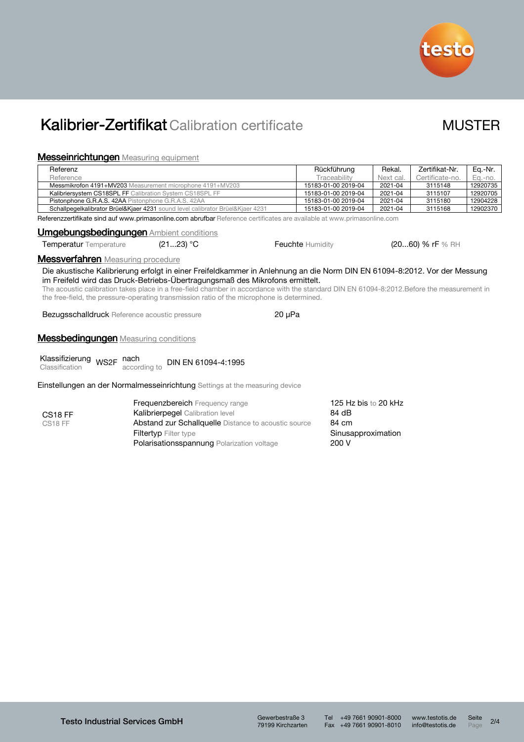# Kalibrier-Zertifikat Calibration certificate

MUSTER

## Messeinrichtungen Measuring equipment

| Referenz<br>Reference | Rückführung<br>Traceability | Rekal.<br>Next cal. | Zertifikat-Nr.<br>Certificate-no. | Eq.-Nr.<br>Eq.-no. |
|---|---|---|---|---|
| Messmikrofon 4191+MV203 Measurement microphone 4191+MV203 | 15183-01-00 2019-04 | 2021-04 | 3115148 | 12920735 |
| Kalibriersystem CS18SPL FF Calibration System CS18SPL FF | 15183-01-00 2019-04 | 2021-04 | 3115107 | 12920705 |
| Pistonphone G.R.A.S. 42AA Pistonphone G.R.A.S. 42AA | 15183-01-00 2019-04 | 2021-04 | 3115180 | 12904228 |
| Schallpegelkalibrator Brüel&Kjaer 4231 sound level calibrator Brüel&Kjaer 4231 | 15183-01-00 2019-04 | 2021-04 | 3115168 | 12902370 |

Referenzzertifikate sind auf www.primasonline.com abrufbar Reference certificates are available at www.primasonline.com

## Umgebungsbedingungen Ambient conditions

Temperatur Temperature (21...23) °C — Feuchte Humidity (20...60) % rF % RH

## Messverfahren Measuring procedure

Die akustische Kalibrierung erfolgt in einer Freifeldkammer in Anlehnung an die Norm DIN EN 61094-8:2012. Vor der Messung im Freifeld wird das Druck-Betriebs-Übertragungsmaß des Mikrofons ermittelt.
The acoustic calibration takes place in a free-field chamber in accordance with the standard DIN EN 61094-8:2012.Before the measurement in the free-field, the pressure-operating transmission ratio of the microphone is determined.

Bezugsschalldruck Reference acoustic pressure — 20 µPa

## Messbedingungen Measuring conditions

Klassifizierung Classification WS2F nach according to DIN EN 61094-4:1995

Einstellungen an der Normalmesseinrichtung Settings at the measuring device

| | | |
|---|---|---|
| CS18 FF<br>CS18 FF | Frequenzbereich Frequency range | 125 Hz bis to 20 kHz |
| | Kalibrierpegel Calibration level | 84 dB |
| | Abstand zur Schallquelle Distance to acoustic source | 84 cm |
| | Filtertyp Filter type | Sinusapproximation |
| | Polarisationsspannung Polarization voltage | 200 V |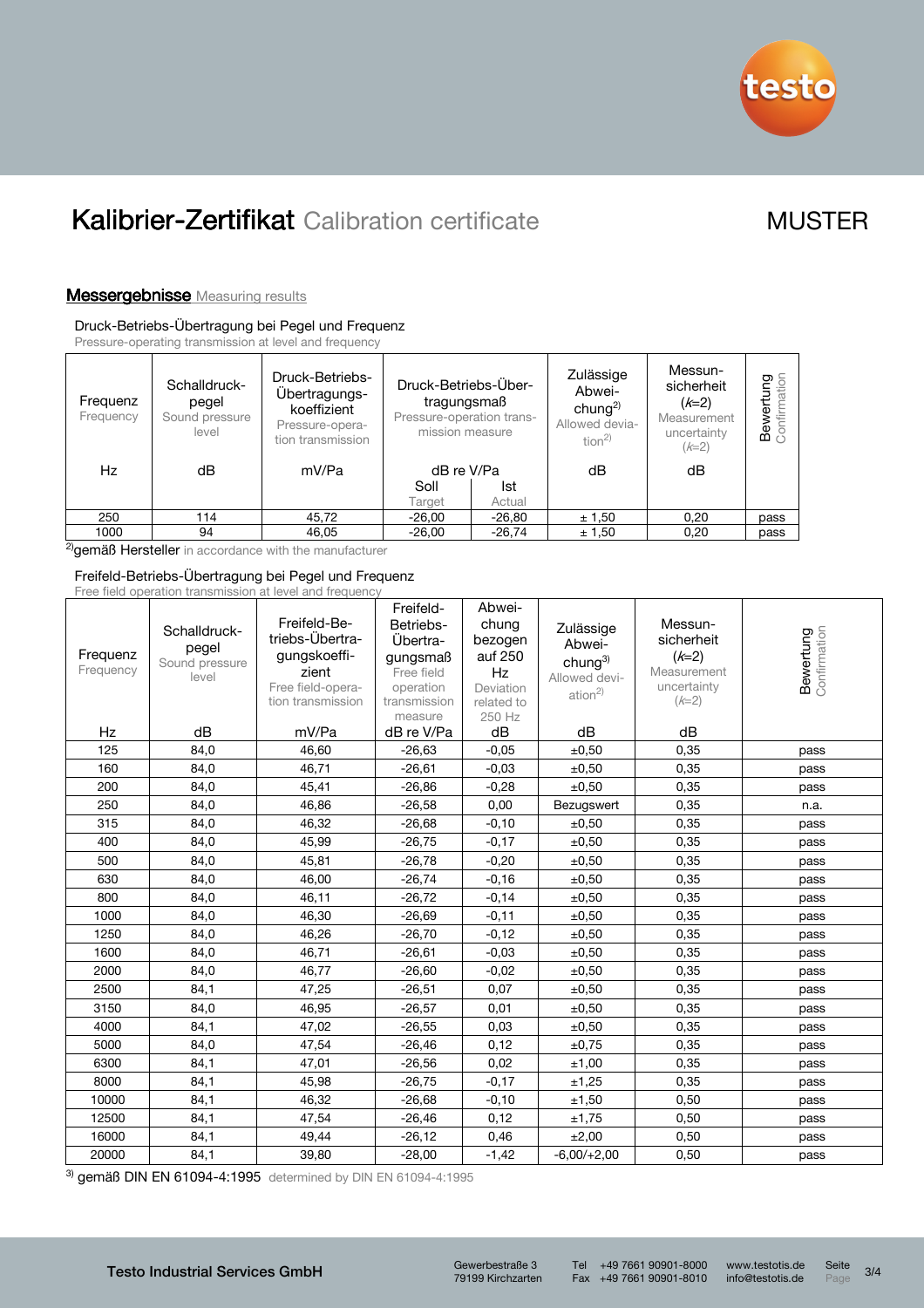# Kalibrier-Zertifikat Calibration certificate

MUSTER

## Messergebnisse Measuring results

Druck-Betriebs-Übertragung bei Pegel und Frequenz
Pressure-operating transmission at level and frequency

| Frequenz Frequency | Schalldruck-pegel Sound pressure level | Druck-Betriebs-Übertragungs-koeffizient Pressure-operation transmission | Druck-Betriebs-Übertragungsmaß Pressure-operation transmission measure | | Zulässige Abweichung[2] Allowed deviation[2] | Messunsicherheit ($k$=2) Measurement uncertainty ($k$=2) | Bewertung Confirmation |
|---|---|---|---|---|---|---|---|
| Hz | dB | mV/Pa | dB re V/Pa | | dB | dB | |
| | | | Soll Target | Ist Actual | | | |
| 250 | 114 | 45,72 | -26,00 | -26,80 | ± 1,50 | 0,20 | pass |
| 1000 | 94 | 46,05 | -26,00 | -26,74 | ± 1,50 | 0,20 | pass |

[2] gemäß Hersteller in accordance with the manufacturer

Freifeld-Betriebs-Übertragung bei Pegel und Frequenz
Free field operation transmission at level and frequency

| Frequenz Frequency | Schalldruck-pegel Sound pressure level | Freifeld-Betriebs-Übertragungskoeffizient Free field-operation transmission | Freifeld-Betriebs-Übertragungsmaß Free field operation transmission measure | Abweichung bezogen auf 250 Hz Deviation related to 250 Hz | Zulässige Abweichung[3] Allowed deviation[2] | Messunsicherheit ($k$=2) Measurement uncertainty ($k$=2) | Bewertung Confirmation |
|---|---|---|---|---|---|---|---|
| Hz | dB | mV/Pa | dB re V/Pa | dB | dB | dB | |
| 125 | 84,0 | 46,60 | -26,63 | -0,05 | ±0,50 | 0,35 | pass |
| 160 | 84,0 | 46,71 | -26,61 | -0,03 | ±0,50 | 0,35 | pass |
| 200 | 84,0 | 45,41 | -26,86 | -0,28 | ±0,50 | 0,35 | pass |
| 250 | 84,0 | 46,86 | -26,58 | 0,00 | Bezugswert | 0,35 | n.a. |
| 315 | 84,0 | 46,32 | -26,68 | -0,10 | ±0,50 | 0,35 | pass |
| 400 | 84,0 | 45,99 | -26,75 | -0,17 | ±0,50 | 0,35 | pass |
| 500 | 84,0 | 45,81 | -26,78 | -0,20 | ±0,50 | 0,35 | pass |
| 630 | 84,0 | 46,00 | -26,74 | -0,16 | ±0,50 | 0,35 | pass |
| 800 | 84,0 | 46,11 | -26,72 | -0,14 | ±0,50 | 0,35 | pass |
| 1000 | 84,0 | 46,30 | -26,69 | -0,11 | ±0,50 | 0,35 | pass |
| 1250 | 84,0 | 46,26 | -26,70 | -0,12 | ±0,50 | 0,35 | pass |
| 1600 | 84,0 | 46,71 | -26,61 | -0,03 | ±0,50 | 0,35 | pass |
| 2000 | 84,0 | 46,77 | -26,60 | -0,02 | ±0,50 | 0,35 | pass |
| 2500 | 84,1 | 47,25 | -26,51 | 0,07 | ±0,50 | 0,35 | pass |
| 3150 | 84,0 | 46,95 | -26,57 | 0,01 | ±0,50 | 0,35 | pass |
| 4000 | 84,1 | 47,02 | -26,55 | 0,03 | ±0,50 | 0,35 | pass |
| 5000 | 84,0 | 47,54 | -26,46 | 0,12 | ±0,75 | 0,35 | pass |
| 6300 | 84,1 | 47,01 | -26,56 | 0,02 | ±1,00 | 0,35 | pass |
| 8000 | 84,1 | 45,98 | -26,75 | -0,17 | ±1,25 | 0,35 | pass |
| 10000 | 84,1 | 46,32 | -26,68 | -0,10 | ±1,50 | 0,50 | pass |
| 12500 | 84,1 | 47,54 | -26,46 | 0,12 | ±1,75 | 0,50 | pass |
| 16000 | 84,1 | 49,44 | -26,12 | 0,46 | ±2,00 | 0,50 | pass |
| 20000 | 84,1 | 39,80 | -28,00 | -1,42 | -6,00/+2,00 | 0,50 | pass |

[3] gemäß DIN EN 61094-4:1995 determined by DIN EN 61094-4:1995

Testo Industrial Services GmbH
Gewerbestraße 3
79199 Kirchzarten
Tel +49 7661 90901-8000
Fax +49 7661 90901-8010
www.testotis.de
info@testotis.de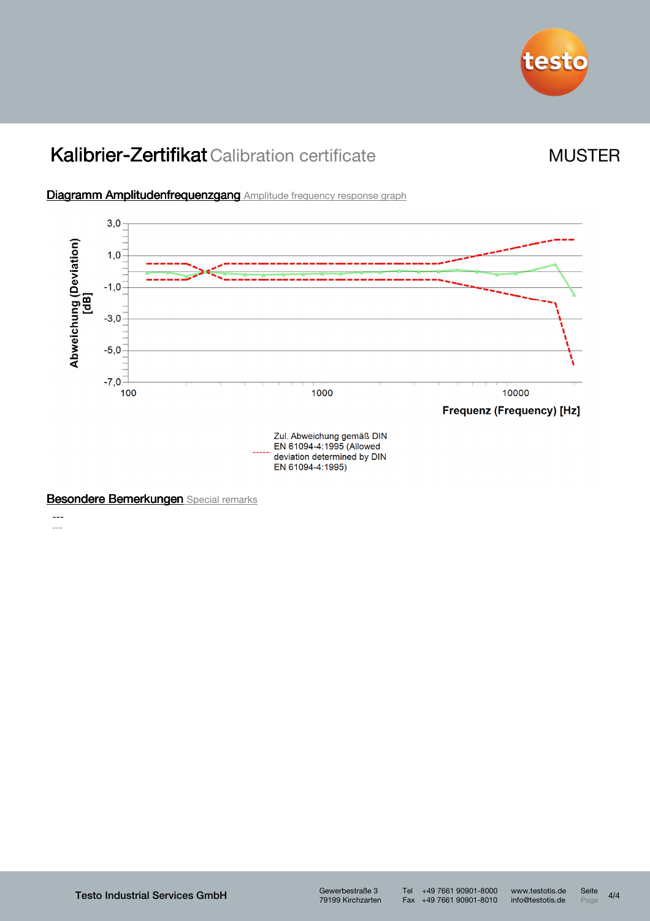# Kalibrier-Zertifikat Calibration certificate

MUSTER

## Diagramm Amplitudenfrequenzgang Amplitude frequency response graph

3,0
1,0
-1,0
-3,0
-5,0
-7,0

Abweichung (Deviation) [dB]

100
1000
10000

Frequenz (Frequency) [Hz]

Zul. Abweichung gemäß DIN EN 61094-4:1995 (Allowed deviation determined by DIN EN 61094-4:1995)

## Besondere Bemerkungen Special remarks

---
---

Testo Industrial Services GmbH

Gewerbestraße 3
79199 Kirchzarten

Tel +49 7661 90901-8000
Fax +49 7661 90901-8010

www.testotis.de
info@testotis.de